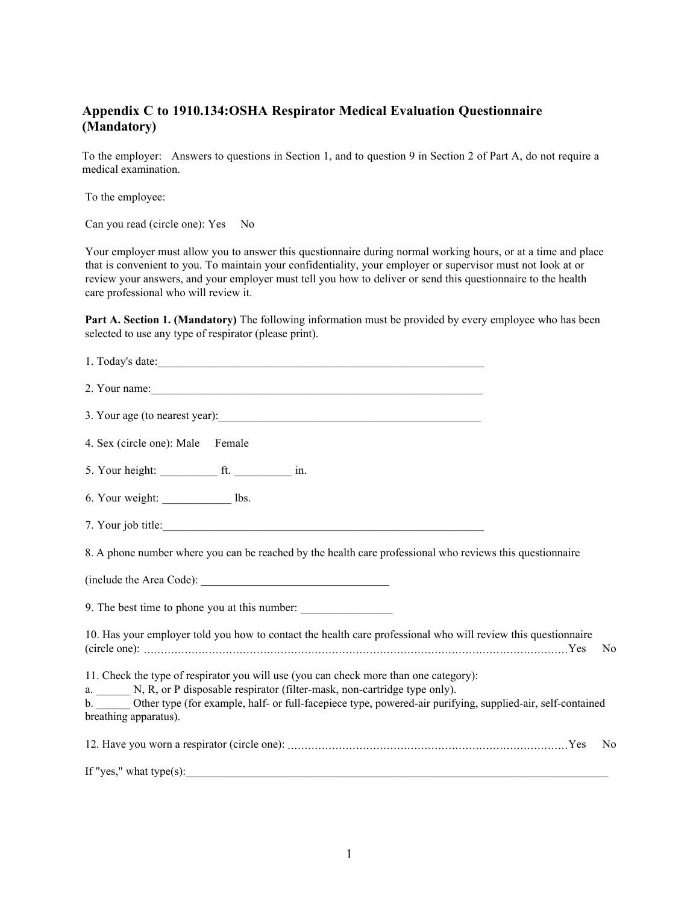## Appendix C to 1910.134:OSHA Respirator Medical Evaluation Questionnaire (Mandatory)

To the employer: Answers to questions in Section 1, and to question 9 in Section 2 of Part A, do not require a medical examination.

To the employee:

Can you read (circle one): Yes No

Your employer must allow you to answer this questionnaire during normal working hours, or at a time and place that is convenient to you. To maintain your confidentiality, your employer or supervisor must not look at or review your answers, and your employer must tell you how to deliver or send this questionnaire to the health care professional who will review it.

**Part A. Section 1. (Mandatory)** The following information must be provided by every employee who has been selected to use any type of respirator (please print).

1. Today's date:___________________________________________________________

2. Your name:____________________________________________________________

3. Your age (to nearest year):_______________________________________________

4. Sex (circle one): Male Female

5. Your height: __________ ft. __________ in.

6. Your weight: ____________ lbs.

7. Your job title:_________________________________________________________

8. A phone number where you can be reached by the health care professional who reviews this questionnaire

(include the Area Code): ________________________________

9. The best time to phone you at this number: ________________

10. Has your employer told you how to contact the health care professional who will review this questionnaire (circle one): ……………………………………………………………………………………………………Yes No

11. Check the type of respirator you will use (you can check more than one category):
a. ______ N, R, or P disposable respirator (filter-mask, non-cartridge type only).
b. ______ Other type (for example, half- or full-facepiece type, powered-air purifying, supplied-air, self-contained breathing apparatus).

12. Have you worn a respirator (circle one): ………………………………………………………………………Yes No

If "yes," what type(s):___________________________________________________________________________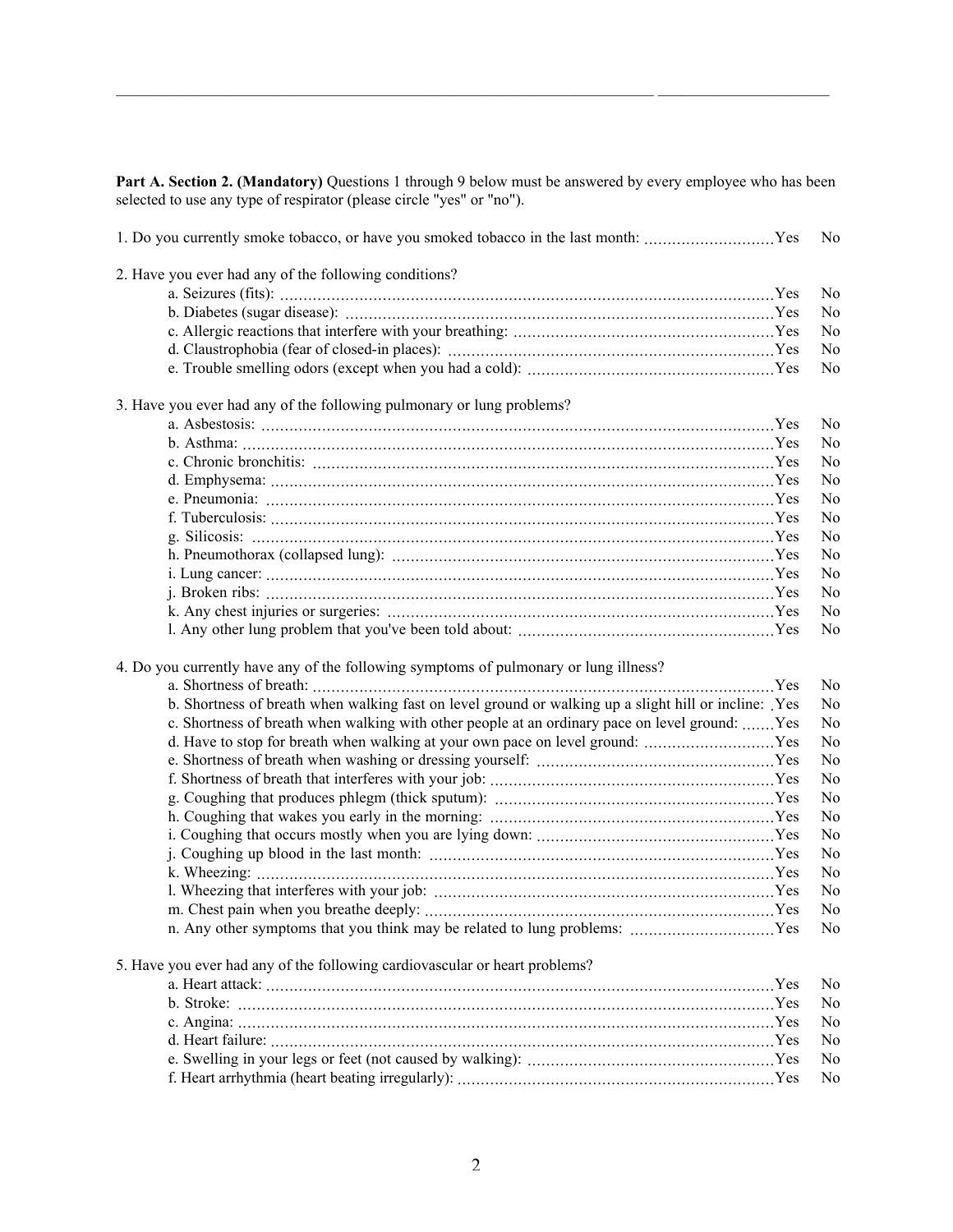**Part A. Section 2. (Mandatory)** Questions 1 through 9 below must be answered by every employee who has been selected to use any type of respirator (please circle "yes" or "no").

1. Do you currently smoke tobacco, or have you smoked tobacco in the last month: ............................Yes No

2. Have you ever had any of the following conditions?
   - a. Seizures (fits): ............................Yes No
   - b. Diabetes (sugar disease): ............................Yes No
   - c. Allergic reactions that interfere with your breathing: ............................Yes No
   - d. Claustrophobia (fear of closed-in places): ............................Yes No
   - e. Trouble smelling odors (except when you had a cold): ............................Yes No

3. Have you ever had any of the following pulmonary or lung problems?
   - a. Asbestosis: ............................Yes No
   - b. Asthma: ............................Yes No
   - c. Chronic bronchitis: ............................Yes No
   - d. Emphysema: ............................Yes No
   - e. Pneumonia: ............................Yes No
   - f. Tuberculosis: ............................Yes No
   - g. Silicosis: ............................Yes No
   - h. Pneumothorax (collapsed lung): ............................Yes No
   - i. Lung cancer: ............................Yes No
   - j. Broken ribs: ............................Yes No
   - k. Any chest injuries or surgeries: ............................Yes No
   - l. Any other lung problem that you've been told about: ............................Yes No

4. Do you currently have any of the following symptoms of pulmonary or lung illness?
   - a. Shortness of breath: ............................Yes No
   - b. Shortness of breath when walking fast on level ground or walking up a slight hill or incline: .Yes No
   - c. Shortness of breath when walking with other people at an ordinary pace on level ground: .......Yes No
   - d. Have to stop for breath when walking at your own pace on level ground: ............................Yes No
   - e. Shortness of breath when washing or dressing yourself: ............................Yes No
   - f. Shortness of breath that interferes with your job: ............................Yes No
   - g. Coughing that produces phlegm (thick sputum): ............................Yes No
   - h. Coughing that wakes you early in the morning: ............................Yes No
   - i. Coughing that occurs mostly when you are lying down: ............................Yes No
   - j. Coughing up blood in the last month: ............................Yes No
   - k. Wheezing: ............................Yes No
   - l. Wheezing that interferes with your job: ............................Yes No
   - m. Chest pain when you breathe deeply: ............................Yes No
   - n. Any other symptoms that you think may be related to lung problems: ............................Yes No

5. Have you ever had any of the following cardiovascular or heart problems?
   - a. Heart attack: ............................Yes No
   - b. Stroke: ............................Yes No
   - c. Angina: ............................Yes No
   - d. Heart failure: ............................Yes No
   - e. Swelling in your legs or feet (not caused by walking): ............................Yes No
   - f. Heart arrhythmia (heart beating irregularly): ............................Yes No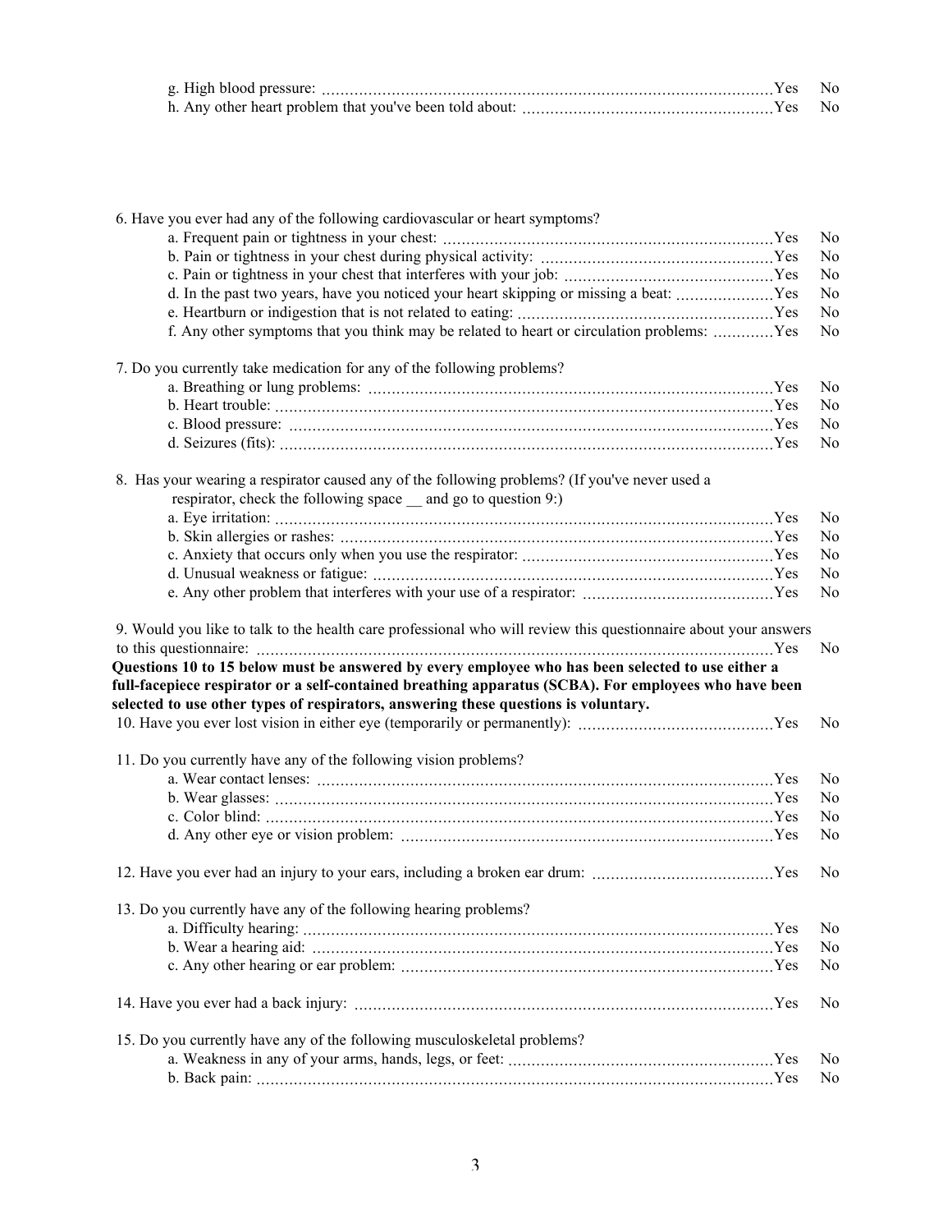g. High blood pressure: ........................................................................................................Yes No
h. Any other heart problem that you've been told about: .....................................................Yes No

6. Have you ever had any of the following cardiovascular or heart symptoms?

a. Frequent pain or tightness in your chest: .......................................................................Yes No
b. Pain or tightness in your chest during physical activity: ..................................................Yes No
c. Pain or tightness in your chest that interferes with your job: .............................................Yes No
d. In the past two years, have you noticed your heart skipping or missing a beat: .....................Yes No
e. Heartburn or indigestion that is not related to eating: .......................................................Yes No
f. Any other symptoms that you think may be related to heart or circulation problems: .............Yes No

7. Do you currently take medication for any of the following problems?

a. Breathing or lung problems: ..........................................................................................Yes No
b. Heart trouble: ...............................................................................................................Yes No
c. Blood pressure: ............................................................................................................Yes No
d. Seizures (fits): .............................................................................................................Yes No

8. Has your wearing a respirator caused any of the following problems? (If you've never used a respirator, check the following space __ and go to question 9:)

a. Eye irritation: ...............................................................................................................Yes No
b. Skin allergies or rashes: ................................................................................................Yes No
c. Anxiety that occurs only when you use the respirator: ......................................................Yes No
d. Unusual weakness or fatigue: .......................................................................................Yes No
e. Any other problem that interferes with your use of a respirator: .........................................Yes No

9. Would you like to talk to the health care professional who will review this questionnaire about your answers to this questionnaire: .......................................................................................................Yes No

**Questions 10 to 15 below must be answered by every employee who has been selected to use either a full-facepiece respirator or a self-contained breathing apparatus (SCBA). For employees who have been selected to use other types of respirators, answering these questions is voluntary.**

10. Have you ever lost vision in either eye (temporarily or permanently): ..........................................Yes No

11. Do you currently have any of the following vision problems?

a. Wear contact lenses: ....................................................................................................Yes No
b. Wear glasses: ..............................................................................................................Yes No
c. Color blind: ..................................................................................................................Yes No
d. Any other eye or vision problem: ...................................................................................Yes No

12. Have you ever had an injury to your ears, including a broken ear drum: .......................................Yes No

13. Do you currently have any of the following hearing problems?

a. Difficulty hearing: .........................................................................................................Yes No
b. Wear a hearing aid: ......................................................................................................Yes No
c. Any other hearing or ear problem: ..................................................................................Yes No

14. Have you ever had a back injury: .........................................................................................Yes No

15. Do you currently have any of the following musculoskeletal problems?

a. Weakness in any of your arms, hands, legs, or feet: .........................................................Yes No
b. Back pain: ...................................................................................................................Yes No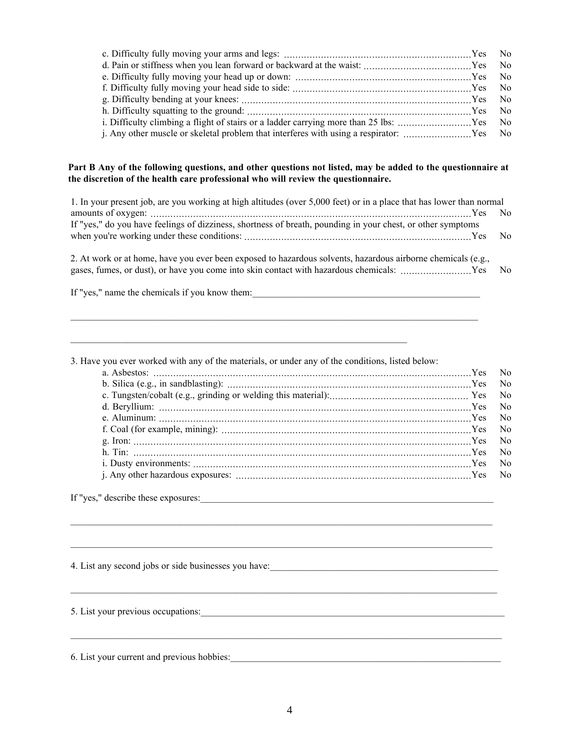c. Difficulty fully moving your arms and legs: ............................................................. Yes No

d. Pain or stiffness when you lean forward or backward at the waist: ....................................... Yes No

e. Difficulty fully moving your head up or down: ............................................................. Yes No

f. Difficulty fully moving your head side to side: ............................................................. Yes No

g. Difficulty bending at your knees: ............................................................. Yes No

h. Difficulty squatting to the ground: ............................................................. Yes No

i. Difficulty climbing a flight of stairs or a ladder carrying more than 25 lbs: .......................... Yes No

j. Any other muscle or skeletal problem that interferes with using a respirator: ........................ Yes No

**Part B Any of the following questions, and other questions not listed, may be added to the questionnaire at the discretion of the health care professional who will review the questionnaire.**

1. In your present job, are you working at high altitudes (over 5,000 feet) or in a place that has lower than normal amounts of oxygen: ............................................................. Yes No

If "yes," do you have feelings of dizziness, shortness of breath, pounding in your chest, or other symptoms when you're working under these conditions: ............................................................. Yes No

2. At work or at home, have you ever been exposed to hazardous solvents, hazardous airborne chemicals (e.g., gases, fumes, or dust), or have you come into skin contact with hazardous chemicals: ......................... Yes No

If "yes," name the chemicals if you know them:_______________________________________________

_____________________________________________________________________________________

_____________________________________________________________________

3. Have you ever worked with any of the materials, or under any of the conditions, listed below:

a. Asbestos: ............................................................. Yes No

b. Silica (e.g., in sandblasting): ............................................................. Yes No

c. Tungsten/cobalt (e.g., grinding or welding this material): ................................................. Yes No

d. Beryllium: ............................................................. Yes No

e. Aluminum: ............................................................. Yes No

f. Coal (for example, mining): ............................................................. Yes No

g. Iron: ............................................................. Yes No

h. Tin: ............................................................. Yes No

i. Dusty environments: ............................................................. Yes No

j. Any other hazardous exposures: ............................................................. Yes No

If "yes," describe these exposures:_______________________________________________________________

_____________________________________________________________________________________

_____________________________________________________________________________________

4. List any second jobs or side businesses you have:_________________________________________________

_____________________________________________________________________________________

5. List your previous occupations:_____________________________________________________________

_____________________________________________________________________________________

6. List your current and previous hobbies:_______________________________________________________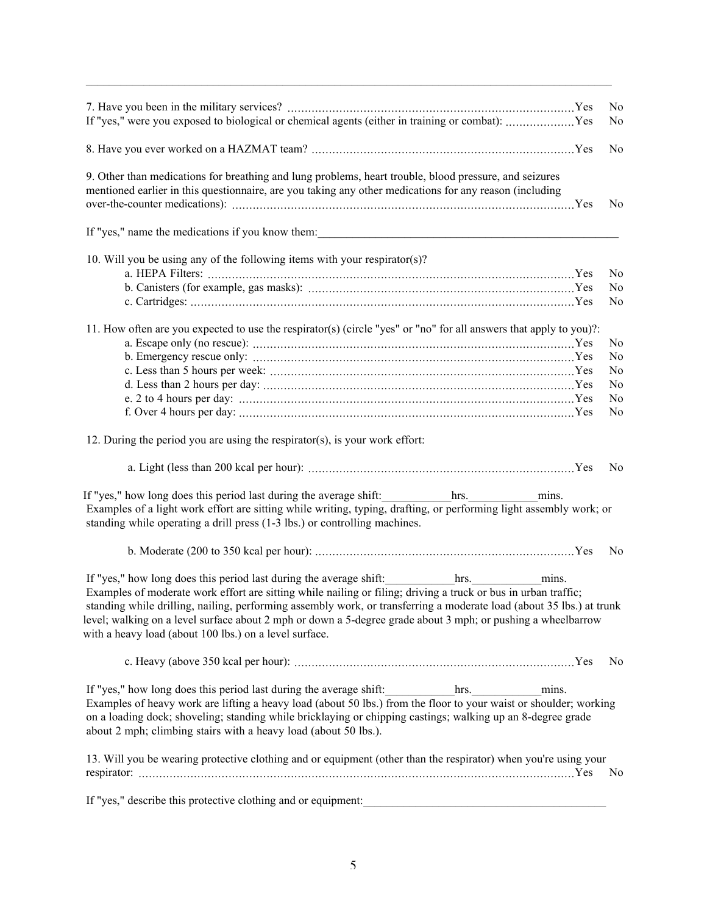7. Have you been in the military services? ............................................................................Yes No

If "yes," were you exposed to biological or chemical agents (either in training or combat): ....................Yes No

8. Have you ever worked on a HAZMAT team? ...........................................................................Yes No

9. Other than medications for breathing and lung problems, heart trouble, blood pressure, and seizures mentioned earlier in this questionnaire, are you taking any other medications for any reason (including over-the-counter medications): ..........................................................................................Yes No

If "yes," name the medications if you know them:_____________________________________________________

10. Will you be using any of the following items with your respirator(s)?

a. HEPA Filters: .........................................................................................................Yes No

b. Canisters (for example, gas masks): ............................................................................Yes No

c. Cartridges: ..............................................................................................................Yes No

11. How often are you expected to use the respirator(s) (circle "yes" or "no" for all answers that apply to you)?:

a. Escape only (no rescue): ...........................................................................................Yes No

b. Emergency rescue only: ............................................................................................Yes No

c. Less than 5 hours per week: .......................................................................................Yes No

d. Less than 2 hours per day: .........................................................................................Yes No

e. 2 to 4 hours per day: ................................................................................................Yes No

f. Over 4 hours per day: ................................................................................................Yes No

12. During the period you are using the respirator(s), is your work effort:

a. Light (less than 200 kcal per hour): ............................................................................Yes No

If "yes," how long does this period last during the average shift:____________hrs.____________mins.
Examples of a light work effort are sitting while writing, typing, drafting, or performing light assembly work; or standing while operating a drill press (1-3 lbs.) or controlling machines.

b. Moderate (200 to 350 kcal per hour): ..........................................................................Yes No

If "yes," how long does this period last during the average shift:____________hrs.____________mins.
Examples of moderate work effort are sitting while nailing or filing; driving a truck or bus in urban traffic; standing while drilling, nailing, performing assembly work, or transferring a moderate load (about 35 lbs.) at trunk level; walking on a level surface about 2 mph or down a 5-degree grade about 3 mph; or pushing a wheelbarrow with a heavy load (about 100 lbs.) on a level surface.

c. Heavy (above 350 kcal per hour): ...............................................................................Yes No

If "yes," how long does this period last during the average shift:____________hrs.____________mins.
Examples of heavy work are lifting a heavy load (about 50 lbs.) from the floor to your waist or shoulder; working on a loading dock; shoveling; standing while bricklaying or chipping castings; walking up an 8-degree grade about 2 mph; climbing stairs with a heavy load (about 50 lbs.).

13. Will you be wearing protective clothing and or equipment (other than the respirator) when you're using your respirator: ..............................................................................................................................Yes No

If "yes," describe this protective clothing and or equipment:___________________________________________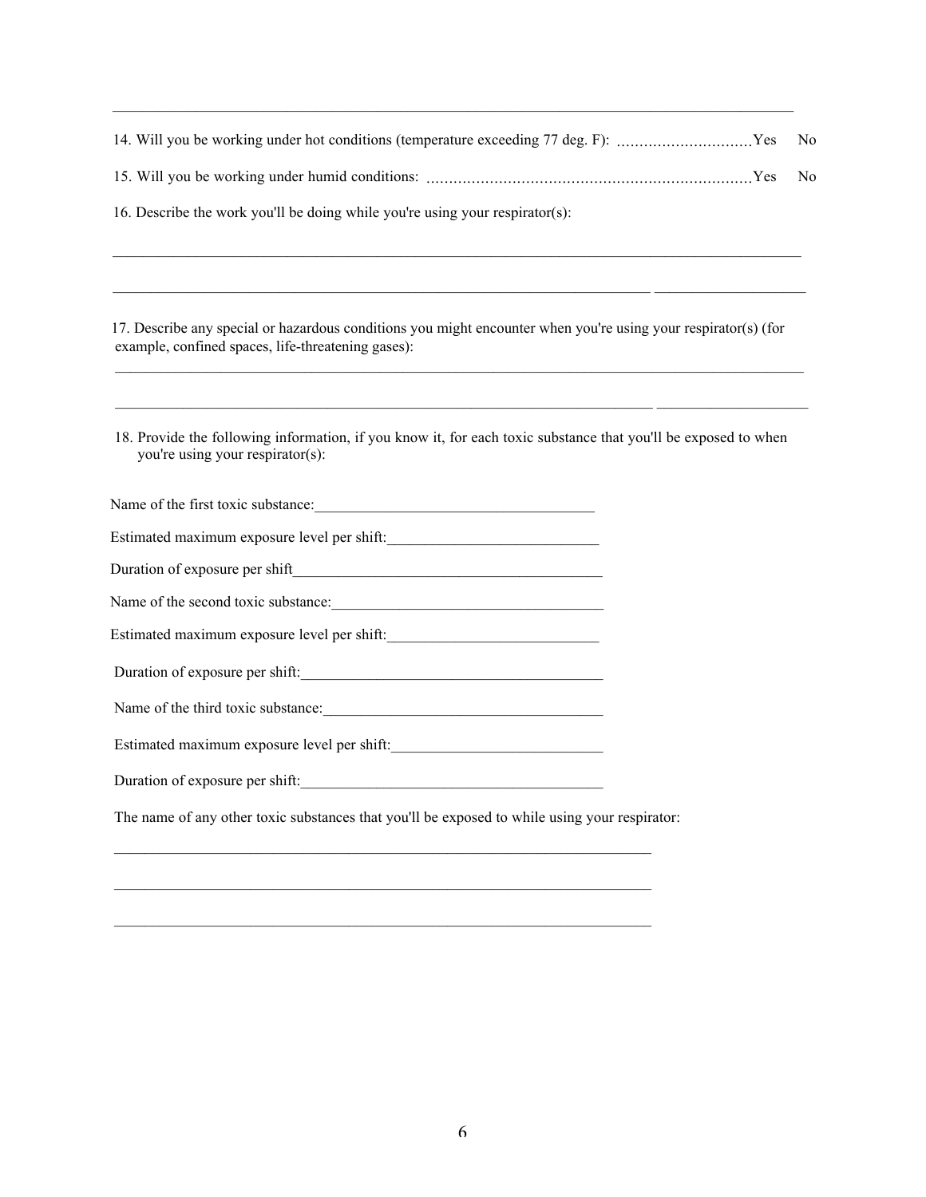\_\_\_\_\_\_\_\_\_\_\_\_\_\_\_\_\_\_\_\_\_\_\_\_\_\_\_\_\_\_\_\_\_\_\_\_\_\_\_\_\_\_\_\_\_\_\_\_\_\_\_\_\_\_\_\_\_\_\_\_\_\_\_\_\_\_\_\_\_\_\_\_\_\_

14. Will you be working under hot conditions (temperature exceeding 77 deg. F): .............................. Yes No

15. Will you be working under humid conditions: ....................................................................... Yes No

16. Describe the work you'll be doing while you're using your respirator(s):

\_\_\_\_\_\_\_\_\_\_\_\_\_\_\_\_\_\_\_\_\_\_\_\_\_\_\_\_\_\_\_\_\_\_\_\_\_\_\_\_\_\_\_\_\_\_\_\_\_\_\_\_\_\_\_\_\_\_\_\_\_\_\_\_\_\_\_\_\_\_\_\_\_\_

\_\_\_\_\_\_\_\_\_\_\_\_\_\_\_\_\_\_\_\_\_\_\_\_\_\_\_\_\_\_\_\_\_\_\_\_\_\_\_\_\_\_\_\_\_\_\_\_\_\_\_\_\_\_\_\_\_\_\_\_\_\_\_\_\_\_\_\_\_\_\_\_\_\_

17. Describe any special or hazardous conditions you might encounter when you're using your respirator(s) (for example, confined spaces, life-threatening gases):

\_\_\_\_\_\_\_\_\_\_\_\_\_\_\_\_\_\_\_\_\_\_\_\_\_\_\_\_\_\_\_\_\_\_\_\_\_\_\_\_\_\_\_\_\_\_\_\_\_\_\_\_\_\_\_\_\_\_\_\_\_\_\_\_\_\_\_\_\_\_\_\_\_\_

\_\_\_\_\_\_\_\_\_\_\_\_\_\_\_\_\_\_\_\_\_\_\_\_\_\_\_\_\_\_\_\_\_\_\_\_\_\_\_\_\_\_\_\_\_\_\_\_\_\_\_\_\_\_\_\_\_\_\_\_\_\_\_\_\_\_\_\_\_\_\_\_\_\_

18. Provide the following information, if you know it, for each toxic substance that you'll be exposed to when you're using your respirator(s):

Name of the first toxic substance:\_\_\_\_\_\_\_\_\_\_\_\_\_\_\_\_\_\_\_\_\_\_\_\_\_\_\_\_\_\_\_\_\_\_\_\_

Estimated maximum exposure level per shift:\_\_\_\_\_\_\_\_\_\_\_\_\_\_\_\_\_\_\_\_\_\_\_\_\_\_\_\_

Duration of exposure per shift\_\_\_\_\_\_\_\_\_\_\_\_\_\_\_\_\_\_\_\_\_\_\_\_\_\_\_\_\_\_\_\_\_\_\_\_\_\_\_\_\_

Name of the second toxic substance:\_\_\_\_\_\_\_\_\_\_\_\_\_\_\_\_\_\_\_\_\_\_\_\_\_\_\_\_\_\_\_\_\_\_\_\_

Estimated maximum exposure level per shift:\_\_\_\_\_\_\_\_\_\_\_\_\_\_\_\_\_\_\_\_\_\_\_\_\_\_\_\_

Duration of exposure per shift:\_\_\_\_\_\_\_\_\_\_\_\_\_\_\_\_\_\_\_\_\_\_\_\_\_\_\_\_\_\_\_\_\_\_\_\_\_\_\_\_

Name of the third toxic substance:\_\_\_\_\_\_\_\_\_\_\_\_\_\_\_\_\_\_\_\_\_\_\_\_\_\_\_\_\_\_\_\_\_\_\_\_\_

Estimated maximum exposure level per shift:\_\_\_\_\_\_\_\_\_\_\_\_\_\_\_\_\_\_\_\_\_\_\_\_\_\_\_\_

Duration of exposure per shift:\_\_\_\_\_\_\_\_\_\_\_\_\_\_\_\_\_\_\_\_\_\_\_\_\_\_\_\_\_\_\_\_\_\_\_\_\_\_\_\_

The name of any other toxic substances that you'll be exposed to while using your respirator:

\_\_\_\_\_\_\_\_\_\_\_\_\_\_\_\_\_\_\_\_\_\_\_\_\_\_\_\_\_\_\_\_\_\_\_\_\_\_\_\_\_\_\_\_\_\_\_\_\_\_\_\_\_\_\_\_\_\_\_\_\_\_\_\_\_\_\_\_\_\_\_\_\_\_

\_\_\_\_\_\_\_\_\_\_\_\_\_\_\_\_\_\_\_\_\_\_\_\_\_\_\_\_\_\_\_\_\_\_\_\_\_\_\_\_\_\_\_\_\_\_\_\_\_\_\_\_\_\_\_\_\_\_\_\_\_\_\_\_\_\_\_\_\_\_\_\_\_\_

\_\_\_\_\_\_\_\_\_\_\_\_\_\_\_\_\_\_\_\_\_\_\_\_\_\_\_\_\_\_\_\_\_\_\_\_\_\_\_\_\_\_\_\_\_\_\_\_\_\_\_\_\_\_\_\_\_\_\_\_\_\_\_\_\_\_\_\_\_\_\_\_\_\_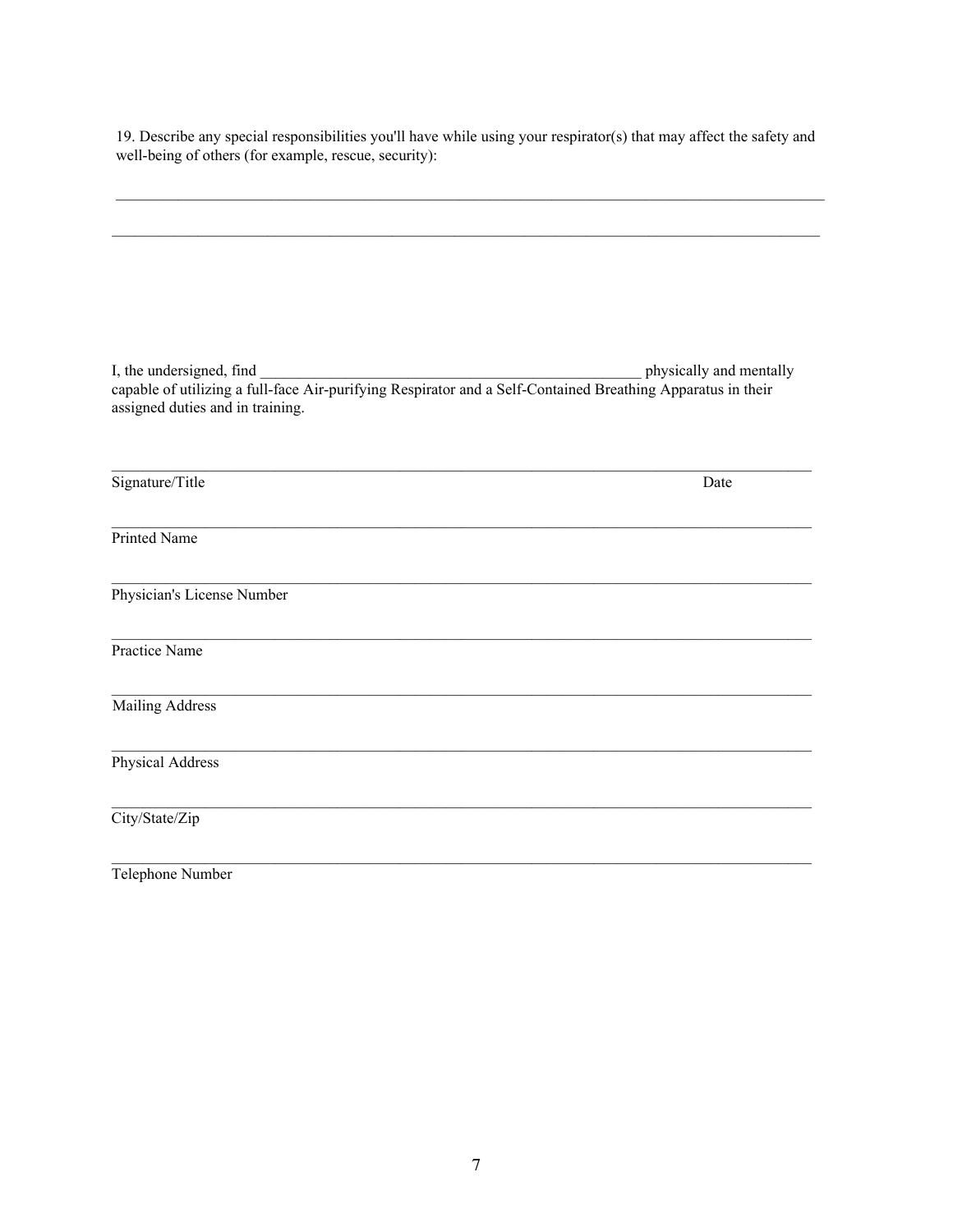19. Describe any special responsibilities you'll have while using your respirator(s) that may affect the safety and well-being of others (for example, rescue, security):

_______________________________________________________________________________________________

_______________________________________________________________________________________________

I, the undersigned, find ___________________________________________________ physically and mentally capable of utilizing a full-face Air-purifying Respirator and a Self-Contained Breathing Apparatus in their assigned duties and in training.

_______________________________________________________________________________________________

Signature/Title Date

_______________________________________________________________________________________________

Printed Name

_______________________________________________________________________________________________

Physician's License Number

_______________________________________________________________________________________________

Practice Name

_______________________________________________________________________________________________

Mailing Address

_______________________________________________________________________________________________

Physical Address

_______________________________________________________________________________________________

City/State/Zip

_______________________________________________________________________________________________

Telephone Number